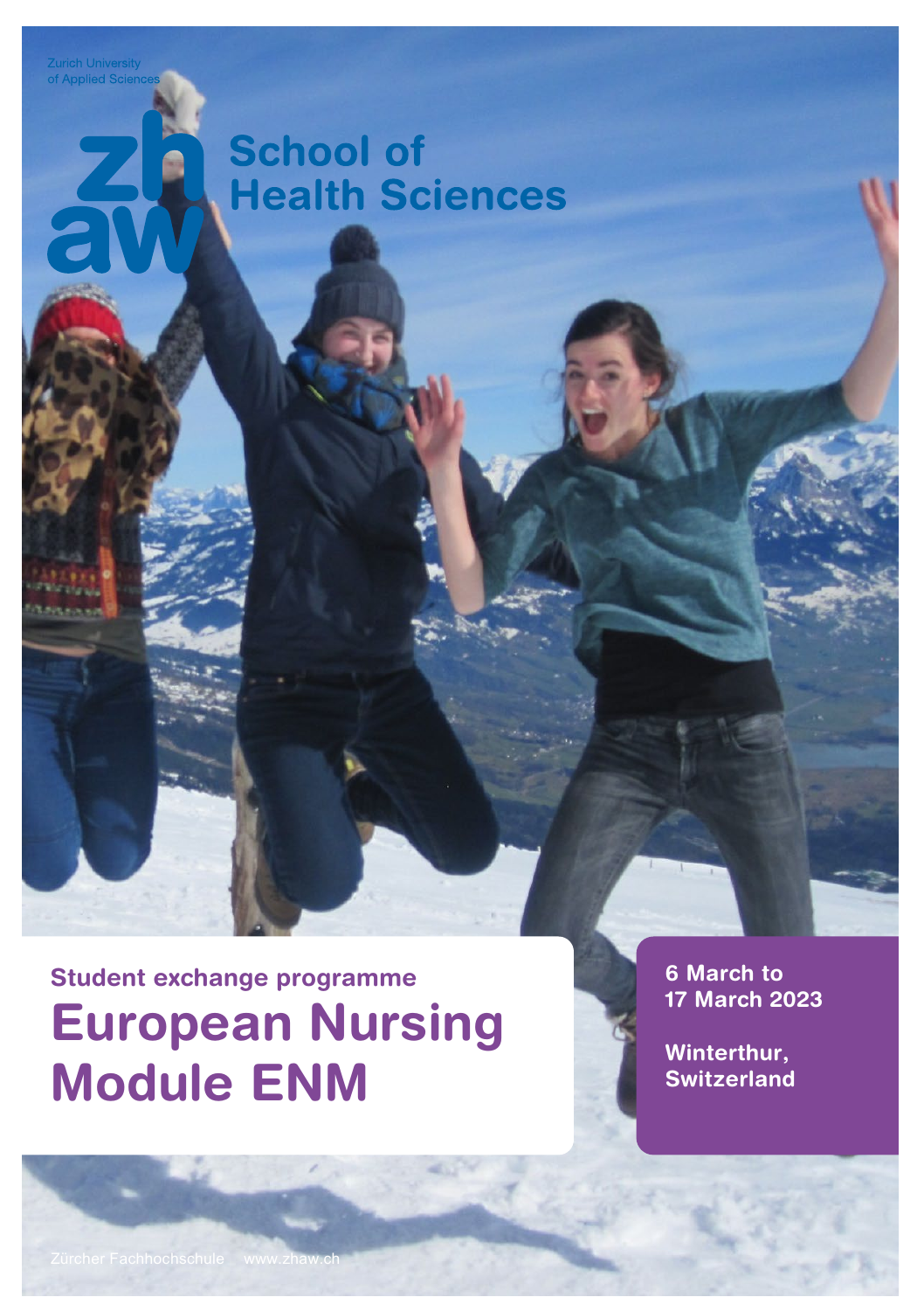Zurich University of Applied Sciences

zh aw

School of Health Sciences

## Student exchange programme

# European Nursing Module ENM

6 March to 17 March 2023

Winterthur, Switzerland

Zürcher Fachhochschule www.zhaw.ch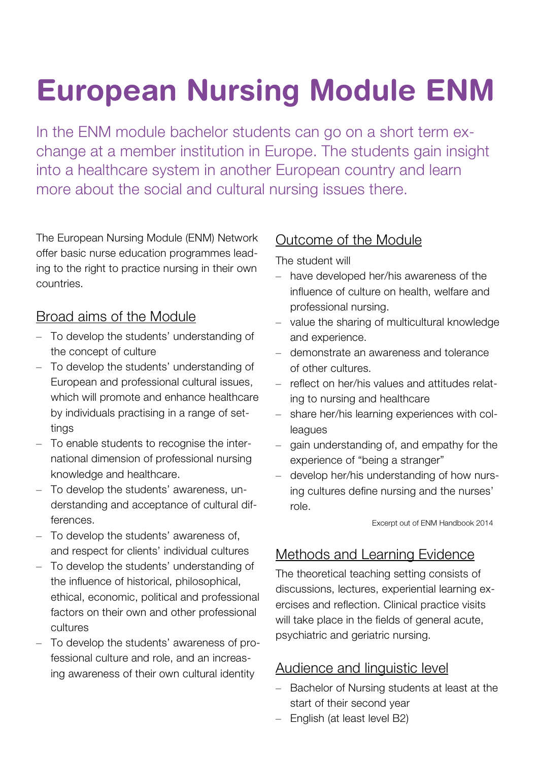# European Nursing Module ENM

In the ENM module bachelor students can go on a short term exchange at a member institution in Europe. The students gain insight into a healthcare system in another European country and learn more about the social and cultural nursing issues there.

The European Nursing Module (ENM) Network offer basic nurse education programmes leading to the right to practice nursing in their own countries.

## Broad aims of the Module

- To develop the students' understanding of the concept of culture
- To develop the students' understanding of European and professional cultural issues, which will promote and enhance healthcare by individuals practising in a range of settings
- To enable students to recognise the international dimension of professional nursing knowledge and healthcare.
- To develop the students' awareness, understanding and acceptance of cultural differences.
- To develop the students' awareness of, and respect for clients' individual cultures
- To develop the students' understanding of the influence of historical, philosophical, ethical, economic, political and professional factors on their own and other professional cultures
- To develop the students' awareness of professional culture and role, and an increasing awareness of their own cultural identity

## Outcome of the Module

The student will

- have developed her/his awareness of the influence of culture on health, welfare and professional nursing.
- value the sharing of multicultural knowledge and experience.
- demonstrate an awareness and tolerance of other cultures.
- reflect on her/his values and attitudes relating to nursing and healthcare
- share her/his learning experiences with colleagues
- gain understanding of, and empathy for the experience of "being a stranger"
- develop her/his understanding of how nursing cultures define nursing and the nurses' role.

Excerpt out of ENM Handbook 2014

## Methods and Learning Evidence

The theoretical teaching setting consists of discussions, lectures, experiential learning exercises and reflection. Clinical practice visits will take place in the fields of general acute, psychiatric and geriatric nursing.

## Audience and linguistic level

- Bachelor of Nursing students at least at the start of their second year
- English (at least level B2)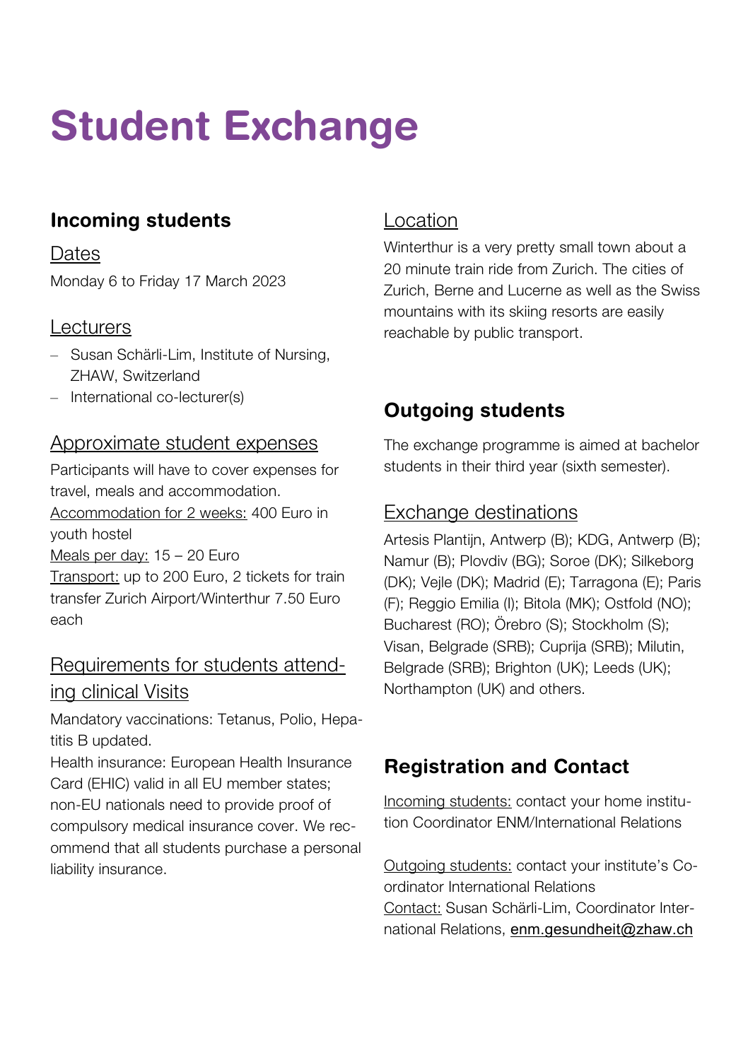# Student Exchange

## Incoming students

### Dates

Monday 6 to Friday 17 March 2023

### Lecturers

- Susan Schärli-Lim, Institute of Nursing, ZHAW, Switzerland
- International co-lecturer(s)

### Approximate student expenses

Participants will have to cover expenses for travel, meals and accommodation.
Accommodation for 2 weeks: 400 Euro in youth hostel
Meals per day: 15 – 20 Euro
Transport: up to 200 Euro, 2 tickets for train transfer Zurich Airport/Winterthur 7.50 Euro each

### Requirements for students attending clinical Visits

Mandatory vaccinations: Tetanus, Polio, Hepatitis B updated.
Health insurance: European Health Insurance Card (EHIC) valid in all EU member states; non-EU nationals need to provide proof of compulsory medical insurance cover. We recommend that all students purchase a personal liability insurance.

### Location

Winterthur is a very pretty small town about a 20 minute train ride from Zurich. The cities of Zurich, Berne and Lucerne as well as the Swiss mountains with its skiing resorts are easily reachable by public transport.

## Outgoing students

The exchange programme is aimed at bachelor students in their third year (sixth semester).

### Exchange destinations

Artesis Plantijn, Antwerp (B); KDG, Antwerp (B); Namur (B); Plovdiv (BG); Soroe (DK); Silkeborg (DK); Vejle (DK); Madrid (E); Tarragona (E); Paris (F); Reggio Emilia (I); Bitola (MK); Ostfold (NO); Bucharest (RO); Örebro (S); Stockholm (S); Visan, Belgrade (SRB); Cuprija (SRB); Milutin, Belgrade (SRB); Brighton (UK); Leeds (UK); Northampton (UK) and others.

## Registration and Contact

Incoming students: contact your home institution Coordinator ENM/International Relations

Outgoing students: contact your institute's Coordinator International Relations
Contact: Susan Schärli-Lim, Coordinator International Relations, enm.gesundheit@zhaw.ch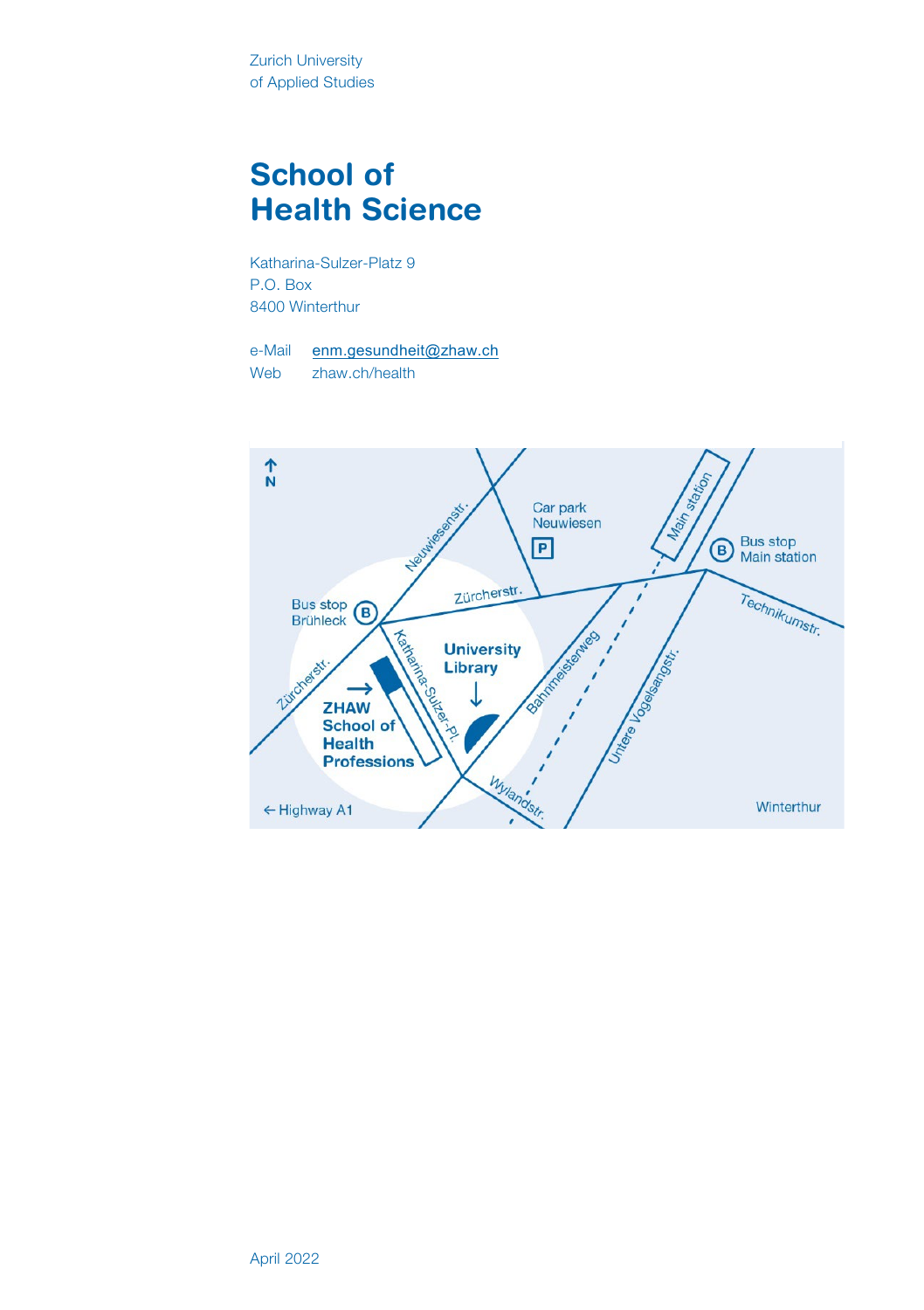Zurich University
of Applied Studies

# School of Health Science

Katharina-Sulzer-Platz 9
P.O. Box
8400 Winterthur

e-Mail enm.gesundheit@zhaw.ch
Web zhaw.ch/health

N
Neuwiesenstr.
Car park Neuwiesen
P
Main station
Bus stop Main station
B
Bus stop Brühleck
B
Zürcherstr.
Technikumstr.
Katharina-Sulzer-Pl.
University Library
Zürcherstr.
Bahnmeisterweg
Untere Vogelsangstr.
ZHAW School of Health Professions
Wylandstr.
← Highway A1
Winterthur

April 2022